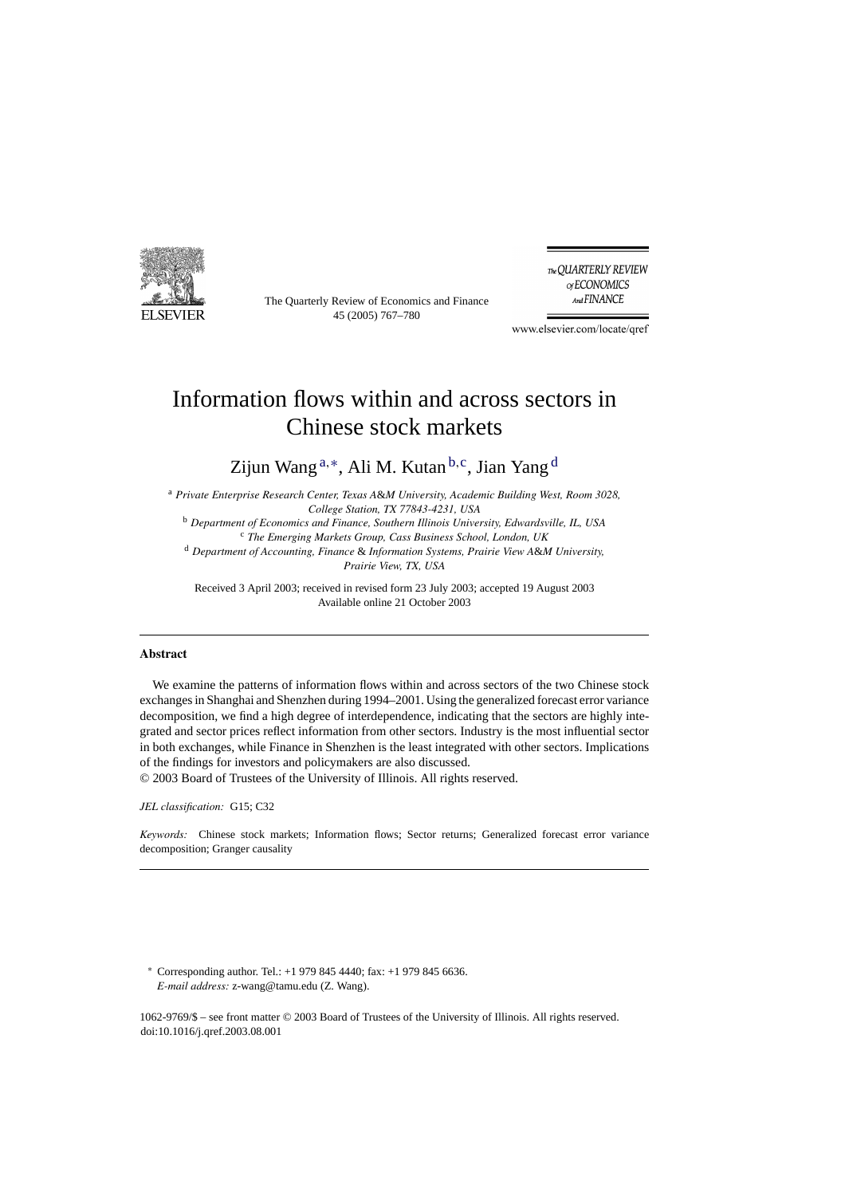# Information flows within and across sectors in Chinese stock markets

Zijun Wang [a,*], Ali M. Kutan [b,c], Jian Yang [d]

[a] *Private Enterprise Research Center, Texas A&M University, Academic Building West, Room 3028, College Station, TX 77843-4231, USA*

[b] *Department of Economics and Finance, Southern Illinois University, Edwardsville, IL, USA*

[c] *The Emerging Markets Group, Cass Business School, London, UK*

[d] *Department of Accounting, Finance & Information Systems, Prairie View A&M University, Prairie View, TX, USA*

Received 3 April 2003; received in revised form 23 July 2003; accepted 19 August 2003
Available online 21 October 2003

## Abstract

We examine the patterns of information flows within and across sectors of the two Chinese stock exchanges in Shanghai and Shenzhen during 1994–2001. Using the generalized forecast error variance decomposition, we find a high degree of interdependence, indicating that the sectors are highly integrated and sector prices reflect information from other sectors. Industry is the most influential sector in both exchanges, while Finance in Shenzhen is the least integrated with other sectors. Implications of the findings for investors and policymakers are also discussed.
© 2003 Board of Trustees of the University of Illinois. All rights reserved.

*JEL classification:* G15; C32

*Keywords:* Chinese stock markets; Information flows; Sector returns; Generalized forecast error variance decomposition; Granger causality

---

\* Corresponding author. Tel.: +1 979 845 4440; fax: +1 979 845 6636.
*E-mail address:* z-wang@tamu.edu (Z. Wang).

1062-9769/$ – see front matter © 2003 Board of Trustees of the University of Illinois. All rights reserved.
doi:10.1016/j.qref.2003.08.001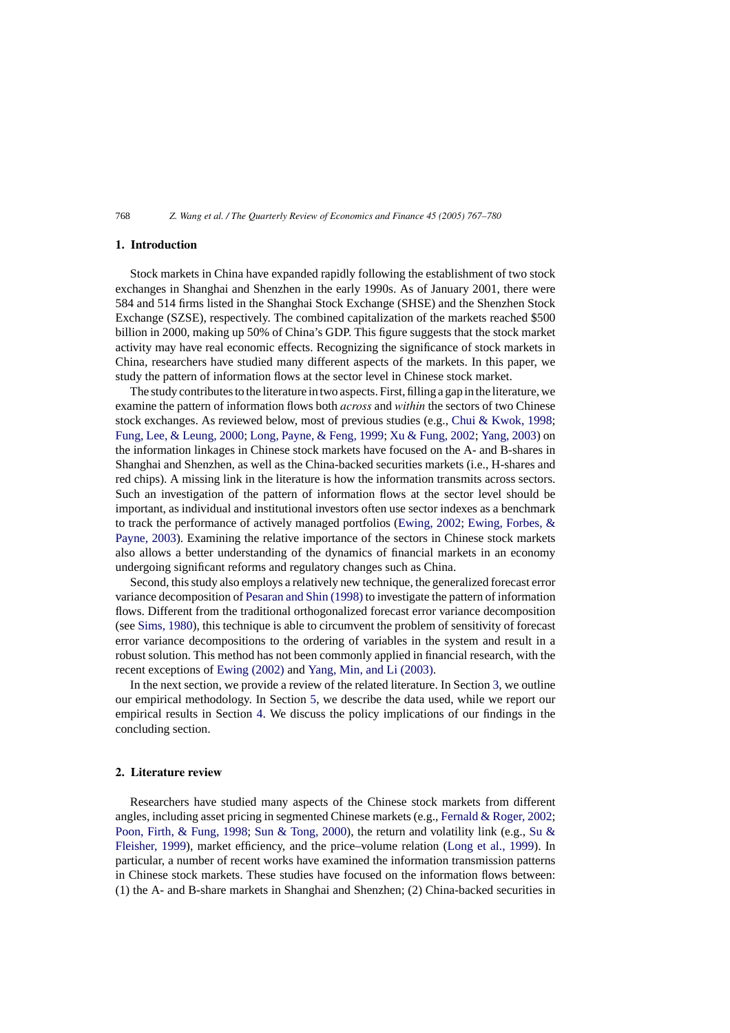## 1. Introduction

Stock markets in China have expanded rapidly following the establishment of two stock exchanges in Shanghai and Shenzhen in the early 1990s. As of January 2001, there were 584 and 514 firms listed in the Shanghai Stock Exchange (SHSE) and the Shenzhen Stock Exchange (SZSE), respectively. The combined capitalization of the markets reached $500 billion in 2000, making up 50% of China's GDP. This figure suggests that the stock market activity may have real economic effects. Recognizing the significance of stock markets in China, researchers have studied many different aspects of the markets. In this paper, we study the pattern of information flows at the sector level in Chinese stock market.

The study contributes to the literature in two aspects. First, filling a gap in the literature, we examine the pattern of information flows both *across* and *within* the sectors of two Chinese stock exchanges. As reviewed below, most of previous studies (e.g., Chui & Kwok, 1998; Fung, Lee, & Leung, 2000; Long, Payne, & Feng, 1999; Xu & Fung, 2002; Yang, 2003) on the information linkages in Chinese stock markets have focused on the A- and B-shares in Shanghai and Shenzhen, as well as the China-backed securities markets (i.e., H-shares and red chips). A missing link in the literature is how the information transmits across sectors. Such an investigation of the pattern of information flows at the sector level should be important, as individual and institutional investors often use sector indexes as a benchmark to track the performance of actively managed portfolios (Ewing, 2002; Ewing, Forbes, & Payne, 2003). Examining the relative importance of the sectors in Chinese stock markets also allows a better understanding of the dynamics of financial markets in an economy undergoing significant reforms and regulatory changes such as China.

Second, this study also employs a relatively new technique, the generalized forecast error variance decomposition of Pesaran and Shin (1998) to investigate the pattern of information flows. Different from the traditional orthogonalized forecast error variance decomposition (see Sims, 1980), this technique is able to circumvent the problem of sensitivity of forecast error variance decompositions to the ordering of variables in the system and result in a robust solution. This method has not been commonly applied in financial research, with the recent exceptions of Ewing (2002) and Yang, Min, and Li (2003).

In the next section, we provide a review of the related literature. In Section 3, we outline our empirical methodology. In Section 5, we describe the data used, while we report our empirical results in Section 4. We discuss the policy implications of our findings in the concluding section.

## 2. Literature review

Researchers have studied many aspects of the Chinese stock markets from different angles, including asset pricing in segmented Chinese markets (e.g., Fernald & Roger, 2002; Poon, Firth, & Fung, 1998; Sun & Tong, 2000), the return and volatility link (e.g., Su & Fleisher, 1999), market efficiency, and the price–volume relation (Long et al., 1999). In particular, a number of recent works have examined the information transmission patterns in Chinese stock markets. These studies have focused on the information flows between: (1) the A- and B-share markets in Shanghai and Shenzhen; (2) China-backed securities in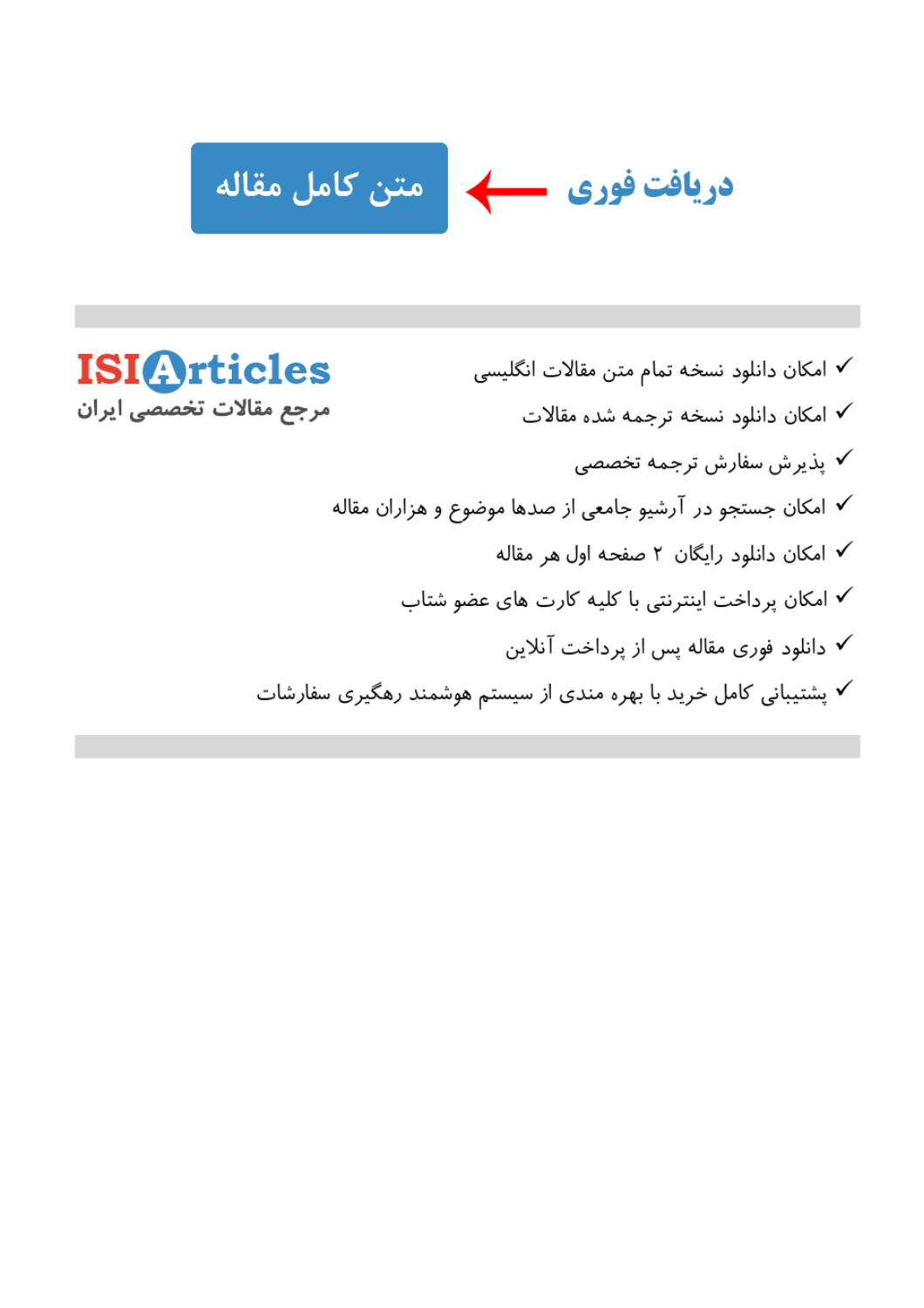دریافت فوری ← متن کامل مقاله

**ISIArticles**
مرجع مقالات تخصصی ایران

- ✓ امکان دانلود نسخه تمام متن مقالات انگلیسی
- ✓ امکان دانلود نسخه ترجمه شده مقالات
- ✓ پذیرش سفارش ترجمه تخصصی
- ✓ امکان جستجو در آرشیو جامعی از صدها موضوع و هزاران مقاله
- ✓ امکان دانلود رایگان ۲ صفحه اول هر مقاله
- ✓ امکان پرداخت اینترنتی با کلیه کارت های عضو شتاب
- ✓ دانلود فوری مقاله پس از پرداخت آنلاین
- ✓ پشتیبانی کامل خرید با بهره مندی از سیستم هوشمند رهگیری سفارشات